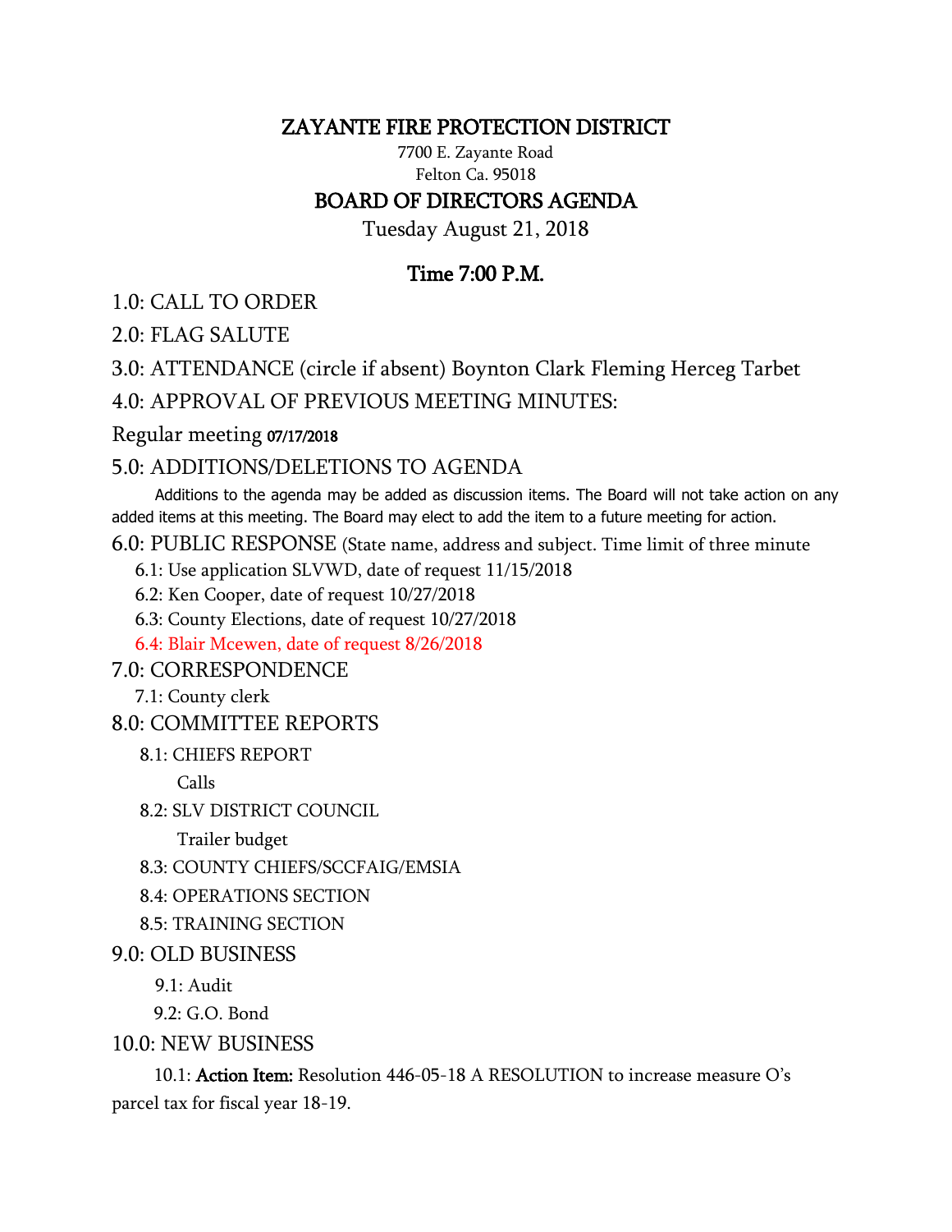# ZAYANTE FIRE PROTECTION DISTRICT

7700 E. Zayante Road
Felton Ca. 95018

## BOARD OF DIRECTORS AGENDA

Tuesday August 21, 2018

### Time 7:00 P.M.

1.0: CALL TO ORDER

2.0: FLAG SALUTE

3.0: ATTENDANCE (circle if absent) Boynton Clark Fleming Herceg Tarbet

4.0: APPROVAL OF PREVIOUS MEETING MINUTES:

Regular meeting **07/17/2018**

5.0: ADDITIONS/DELETIONS TO AGENDA

Additions to the agenda may be added as discussion items. The Board will not take action on any added items at this meeting. The Board may elect to add the item to a future meeting for action.

6.0: PUBLIC RESPONSE (State name, address and subject. Time limit of three minute

- 6.1: Use application SLVWD, date of request 11/15/2018
- 6.2: Ken Cooper, date of request 10/27/2018
- 6.3: County Elections, date of request 10/27/2018
- 6.4: Blair Mcewen, date of request 8/26/2018

7.0: CORRESPONDENCE

- 7.1: County clerk

8.0: COMMITTEE REPORTS

- 8.1: CHIEFS REPORT
  - Calls
- 8.2: SLV DISTRICT COUNCIL
  - Trailer budget
- 8.3: COUNTY CHIEFS/SCCFAIG/EMSIA
- 8.4: OPERATIONS SECTION
- 8.5: TRAINING SECTION

9.0: OLD BUSINESS

- 9.1: Audit
- 9.2: G.O. Bond

10.0: NEW BUSINESS

10.1: **Action Item:** Resolution 446-05-18 A RESOLUTION to increase measure O's parcel tax for fiscal year 18-19.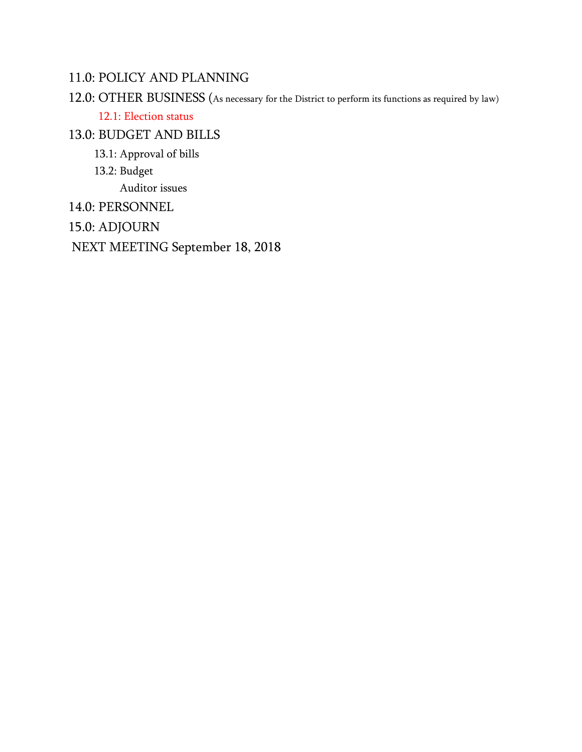11.0: POLICY AND PLANNING

12.0: OTHER BUSINESS (As necessary for the District to perform its functions as required by law)

- 12.1: Election status

13.0: BUDGET AND BILLS

- 13.1: Approval of bills
- 13.2: Budget
  - Auditor issues

14.0: PERSONNEL

15.0: ADJOURN

NEXT MEETING September 18, 2018